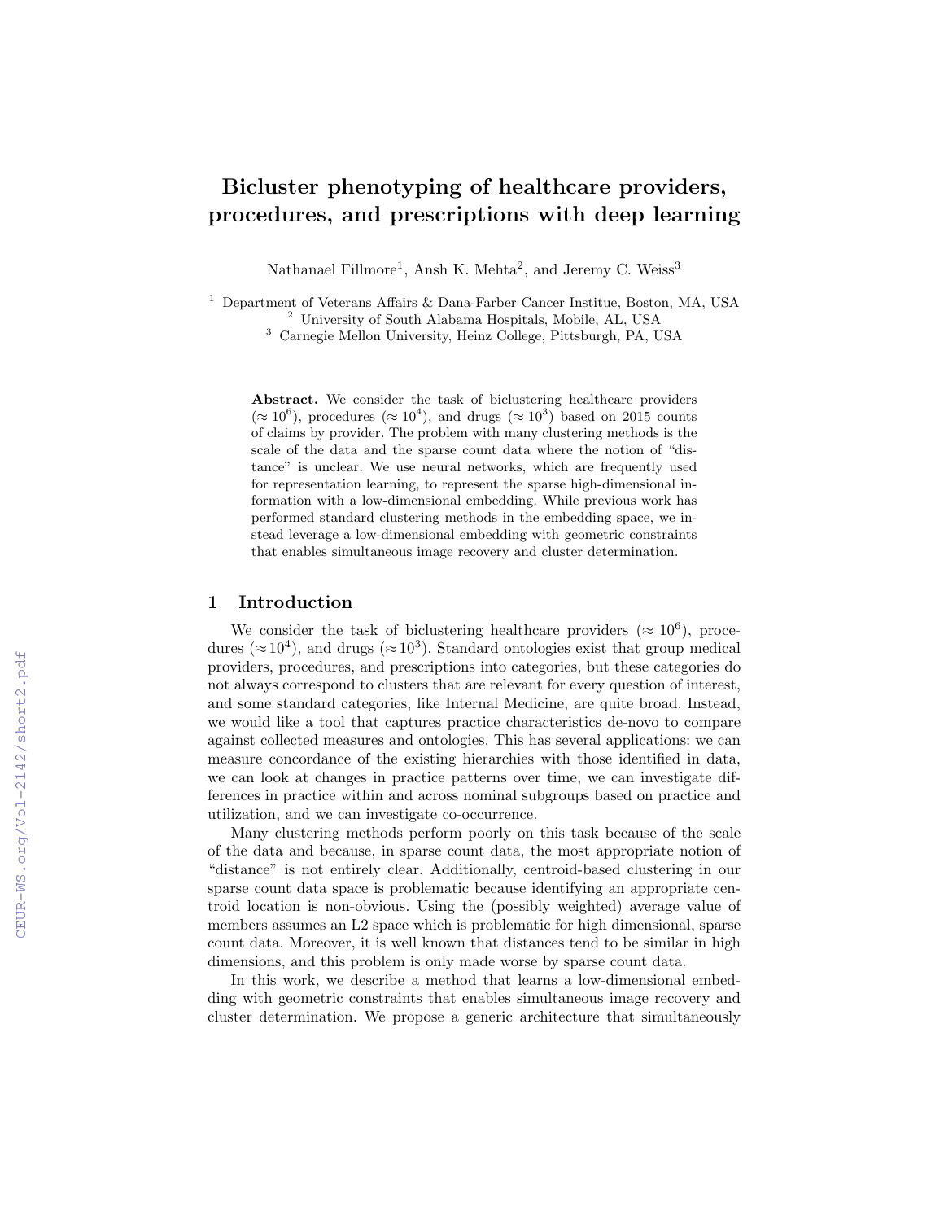# Bicluster phenotyping of healthcare providers, procedures, and prescriptions with deep learning

Nathanael Fillmore[1], Ansh K. Mehta[2], and Jeremy C. Weiss[3]

[1] Department of Veterans Affairs & Dana-Farber Cancer Institue, Boston, MA, USA
[2] University of South Alabama Hospitals, Mobile, AL, USA
[3] Carnegie Mellon University, Heinz College, Pittsburgh, PA, USA

**Abstract.** We consider the task of biclustering healthcare providers ($\approx 10^6$), procedures ($\approx 10^4$), and drugs ($\approx 10^3$) based on 2015 counts of claims by provider. The problem with many clustering methods is the scale of the data and the sparse count data where the notion of "distance" is unclear. We use neural networks, which are frequently used for representation learning, to represent the sparse high-dimensional information with a low-dimensional embedding. While previous work has performed standard clustering methods in the embedding space, we instead leverage a low-dimensional embedding with geometric constraints that enables simultaneous image recovery and cluster determination.

## 1 Introduction

We consider the task of biclustering healthcare providers ($\approx 10^6$), procedures ($\approx 10^4$), and drugs ($\approx 10^3$). Standard ontologies exist that group medical providers, procedures, and prescriptions into categories, but these categories do not always correspond to clusters that are relevant for every question of interest, and some standard categories, like Internal Medicine, are quite broad. Instead, we would like a tool that captures practice characteristics de-novo to compare against collected measures and ontologies. This has several applications: we can measure concordance of the existing hierarchies with those identified in data, we can look at changes in practice patterns over time, we can investigate differences in practice within and across nominal subgroups based on practice and utilization, and we can investigate co-occurrence.

Many clustering methods perform poorly on this task because of the scale of the data and because, in sparse count data, the most appropriate notion of "distance" is not entirely clear. Additionally, centroid-based clustering in our sparse count data space is problematic because identifying an appropriate centroid location is non-obvious. Using the (possibly weighted) average value of members assumes an L2 space which is problematic for high dimensional, sparse count data. Moreover, it is well known that distances tend to be similar in high dimensions, and this problem is only made worse by sparse count data.

In this work, we describe a method that learns a low-dimensional embedding with geometric constraints that enables simultaneous image recovery and cluster determination. We propose a generic architecture that simultaneously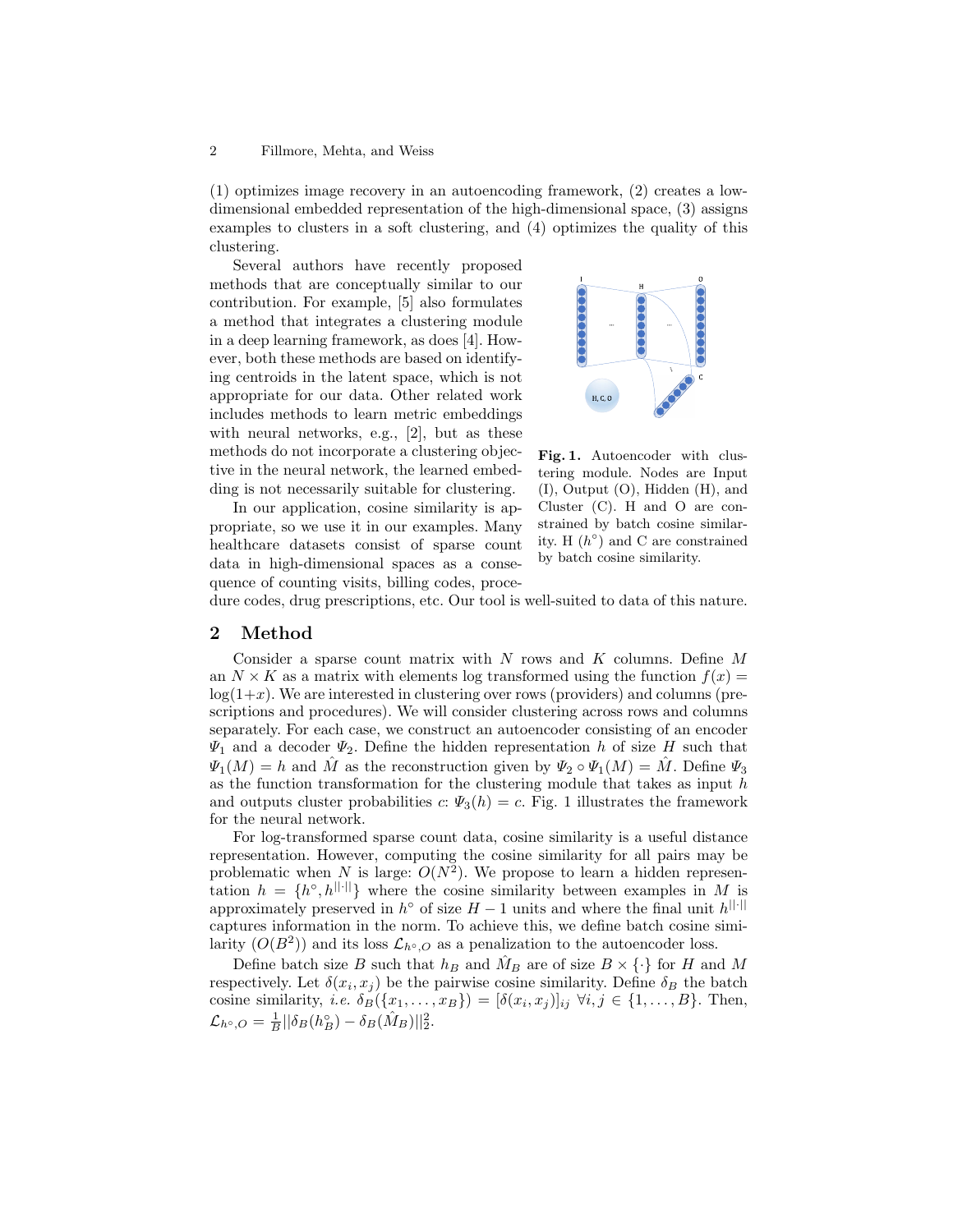(1) optimizes image recovery in an autoencoding framework, (2) creates a low-dimensional embedded representation of the high-dimensional space, (3) assigns examples to clusters in a soft clustering, and (4) optimizes the quality of this clustering.

Several authors have recently proposed methods that are conceptually similar to our contribution. For example, [5] also formulates a method that integrates a clustering module in a deep learning framework, as does [4]. However, both these methods are based on identifying centroids in the latent space, which is not appropriate for our data. Other related work includes methods to learn metric embeddings with neural networks, e.g., [2], but as these methods do not incorporate a clustering objective in the neural network, the learned embedding is not necessarily suitable for clustering.

**Fig. 1.** Autoencoder with clustering module. Nodes are Input (I), Output (O), Hidden (H), and Cluster (C). H and O are constrained by batch cosine similarity. H ($h^\circ$) and C are constrained by batch cosine similarity.

In our application, cosine similarity is appropriate, so we use it in our examples. Many healthcare datasets consist of sparse count data in high-dimensional spaces as a consequence of counting visits, billing codes, procedure codes, drug prescriptions, etc. Our tool is well-suited to data of this nature.

## 2 Method

Consider a sparse count matrix with $N$ rows and $K$ columns. Define $M$ an $N \times K$ as a matrix with elements log transformed using the function $f(x) = \log(1+x)$. We are interested in clustering over rows (providers) and columns (prescriptions and procedures). We will consider clustering across rows and columns separately. For each case, we construct an autoencoder consisting of an encoder $\Psi_1$ and a decoder $\Psi_2$. Define the hidden representation $h$ of size $H$ such that $\Psi_1(M) = h$ and $\hat{M}$ as the reconstruction given by $\Psi_2 \circ \Psi_1(M) = \hat{M}$. Define $\Psi_3$ as the function transformation for the clustering module that takes as input $h$ and outputs cluster probabilities $c$: $\Psi_3(h) = c$. Fig. 1 illustrates the framework for the neural network.

For log-transformed sparse count data, cosine similarity is a useful distance representation. However, computing the cosine similarity for all pairs may be problematic when $N$ is large: $O(N^2)$. We propose to learn a hidden representation $h = \{h^\circ, h^{||\cdot||}\}$ where the cosine similarity between examples in $M$ is approximately preserved in $h^\circ$ of size $H-1$ units and where the final unit $h^{||\cdot||}$ captures information in the norm. To achieve this, we define batch cosine similarity ($O(B^2)$) and its loss $\mathcal{L}_{h^\circ,O}$ as a penalization to the autoencoder loss.

Define batch size $B$ such that $h_B$ and $\hat{M}_B$ are of size $B \times \{\cdot\}$ for $H$ and $M$ respectively. Let $\delta(x_i, x_j)$ be the pairwise cosine similarity. Define $\delta_B$ the batch cosine similarity, *i.e.* $\delta_B(\{x_1, \ldots, x_B\}) = [\delta(x_i, x_j)]_{ij} \ \forall i,j \in \{1, \ldots, B\}$. Then, $\mathcal{L}_{h^\circ,O} = \frac{1}{B}||\delta_B(h_B^\circ) - \delta_B(\hat{M}_B)||_2^2$.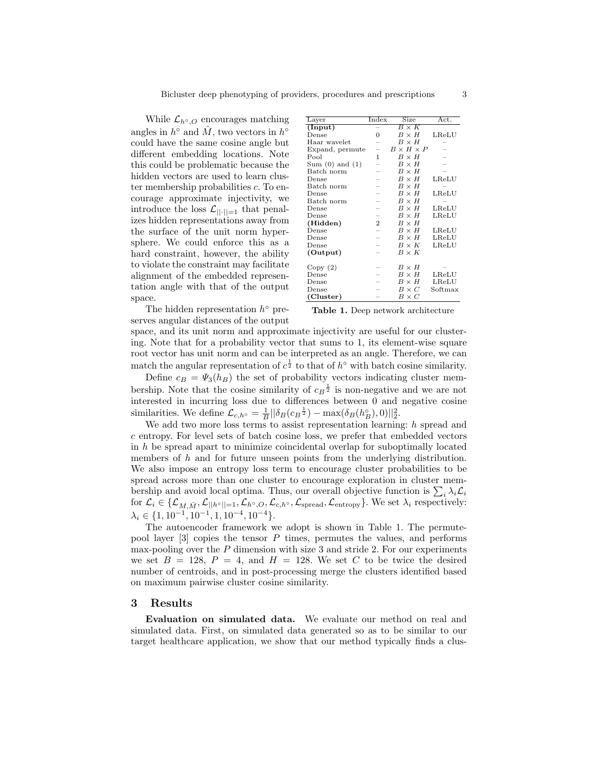While $\mathcal{L}_{h^\circ,O}$ encourages matching angles in $h^\circ$ and $\hat{M}$, two vectors in $h^\circ$ could have the same cosine angle but different embedding locations. Note this could be problematic because the hidden vectors are used to learn cluster membership probabilities $c$. To encourage approximate injectivity, we introduce the loss $\mathcal{L}_{||\cdot||=1}$ that penalizes hidden representations away from the surface of the unit norm hypersphere. We could enforce this as a hard constraint, however, the ability to violate the constraint may facilitate alignment of the embedded representation angle with that of the output space.

| Layer | Index | Size | Act. |
|---|---|---|---|
| **(Input)** | – | $B \times K$ | |
| Dense | 0 | $B \times H$ | LReLU |
| Haar wavelet | – | $B \times H$ | – |
| Expand, permute | – | $B \times H \times P$ | – |
| Pool | 1 | $B \times H$ | – |
| Sum (0) and (1) | – | $B \times H$ | – |
| Batch norm | – | $B \times H$ | – |
| Dense | – | $B \times H$ | LReLU |
| Batch norm | – | $B \times H$ | – |
| Dense | – | $B \times H$ | LReLU |
| Batch norm | – | $B \times H$ | – |
| Dense | – | $B \times H$ | LReLU |
| Dense | – | $B \times H$ | LReLU |
| **(Hidden)** | 2 | $B \times H$ | |
| Dense | – | $B \times H$ | LReLU |
| Dense | – | $B \times H$ | LReLU |
| Dense | – | $B \times K$ | LReLU |
| **(Output)** | – | $B \times K$ | |
| Copy (2) | – | $B \times H$ | – |
| Dense | – | $B \times H$ | LReLU |
| Dense | – | $B \times H$ | LReLU |
| Dense | – | $B \times C$ | Softmax |
| **(Cluster)** | – | $B \times C$ | |

**Table 1.** Deep network architecture

The hidden representation $h^\circ$ preserves angular distances of the output space, and its unit norm and approximate injectivity are useful for our clustering. Note that for a probability vector that sums to 1, its element-wise square root vector has unit norm and can be interpreted as an angle. Therefore, we can match the angular representation of $c^{\frac{1}{2}}$ to that of $h^\circ$ with batch cosine similarity.

Define $c_B = \Psi_3(h_B)$ the set of probability vectors indicating cluster membership. Note that the cosine similarity of $c_B{}^{\frac{1}{2}}$ is non-negative and we are not interested in incurring loss due to differences between 0 and negative cosine similarities. We define $\mathcal{L}_{c,h^\circ} = \frac{1}{B}||\delta_B(c_B{}^{\frac{1}{2}}) - \max(\delta_B(h^\circ_B), 0)||_2^2$.

We add two more loss terms to assist representation learning: $h$ spread and $c$ entropy. For level sets of batch cosine loss, we prefer that embedded vectors in $h$ be spread apart to minimize coincidental overlap for suboptimally located members of $h$ and for future unseen points from the underlying distribution. We also impose an entropy loss term to encourage cluster probabilities to be spread across more than one cluster to encourage exploration in cluster membership and avoid local optima. Thus, our overall objective function is $\sum_i \lambda_i \mathcal{L}_i$ for $\mathcal{L}_i \in \{\mathcal{L}_{M,\hat{M}}, \mathcal{L}_{||h^\circ||=1}, \mathcal{L}_{h^\circ,O}, \mathcal{L}_{c,h^\circ}, \mathcal{L}_{\text{spread}}, \mathcal{L}_{\text{entropy}}\}$. We set $\lambda_i$ respectively: $\lambda_i \in \{1, 10^{-1}, 10^{-1}, 1, 10^{-4}, 10^{-4}\}$.

The autoencoder framework we adopt is shown in Table 1. The permute-pool layer [3] copies the tensor $P$ times, permutes the values, and performs max-pooling over the $P$ dimension with size 3 and stride 2. For our experiments we set $B = 128$, $P = 4$, and $H = 128$. We set $C$ to be twice the desired number of centroids, and in post-processing merge the clusters identified based on maximum pairwise cluster cosine similarity.

## 3 Results

**Evaluation on simulated data.** We evaluate our method on real and simulated data. First, on simulated data generated so as to be similar to our target healthcare application, we show that our method typically finds a clus-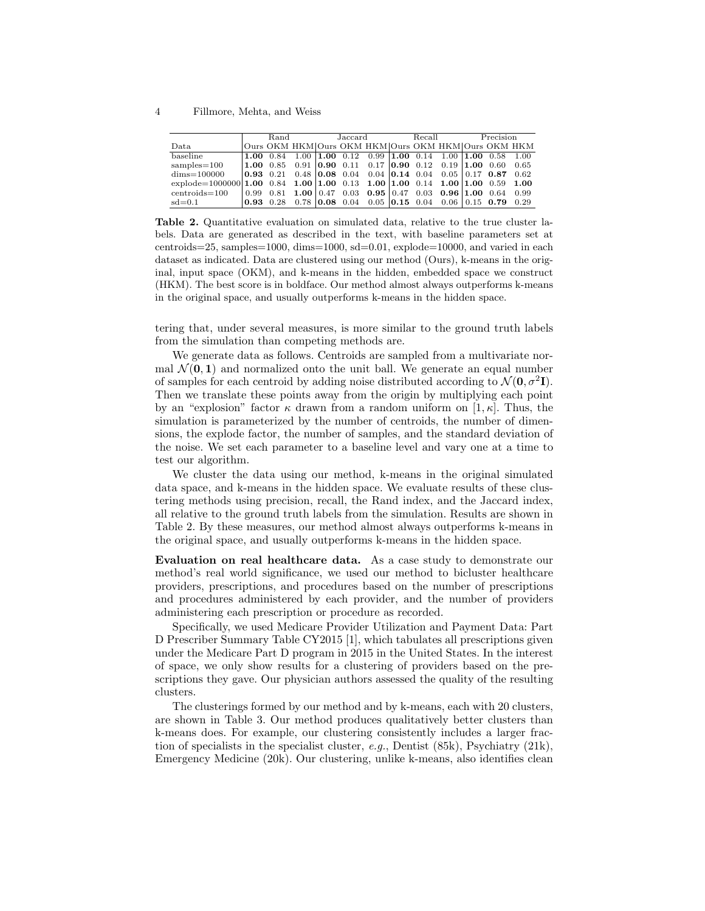| Data | Rand | | | Jaccard | | | Recall | | | Precision | | |
|---|---|---|---|---|---|---|---|---|---|---|---|---|
| | Ours | OKM | HKM | Ours | OKM | HKM | Ours | OKM | HKM | Ours | OKM | HKM |
| baseline | **1.00** | 0.84 | 1.00 | **1.00** | 0.12 | 0.99 | **1.00** | 0.14 | 1.00 | **1.00** | 0.58 | 1.00 |
| samples=100 | **1.00** | 0.85 | 0.91 | **0.90** | 0.11 | 0.17 | **0.90** | 0.12 | 0.19 | **1.00** | 0.60 | 0.65 |
| dims=100000 | **0.93** | 0.21 | 0.48 | **0.08** | 0.04 | 0.04 | **0.14** | 0.04 | 0.05 | 0.17 | **0.87** | 0.62 |
| explode=1000000 | **1.00** | 0.84 | **1.00** | **1.00** | 0.13 | **1.00** | **1.00** | 0.14 | **1.00** | **1.00** | 0.59 | **1.00** |
| centroids=100 | 0.99 | 0.81 | **1.00** | 0.47 | 0.03 | **0.95** | 0.47 | 0.03 | **0.96** | **1.00** | 0.64 | 0.99 |
| sd=0.1 | **0.93** | 0.28 | 0.78 | **0.08** | 0.04 | 0.05 | **0.15** | 0.04 | 0.06 | 0.15 | **0.79** | 0.29 |

**Table 2.** Quantitative evaluation on simulated data, relative to the true cluster labels. Data are generated as described in the text, with baseline parameters set at centroids=25, samples=1000, dims=1000, sd=0.01, explode=10000, and varied in each dataset as indicated. Data are clustered using our method (Ours), k-means in the original, input space (OKM), and k-means in the hidden, embedded space we construct (HKM). The best score is in boldface. Our method almost always outperforms k-means in the original space, and usually outperforms k-means in the hidden space.

tering that, under several measures, is more similar to the ground truth labels from the simulation than competing methods are.

We generate data as follows. Centroids are sampled from a multivariate normal $\mathcal{N}(\mathbf{0}, \mathbf{1})$ and normalized onto the unit ball. We generate an equal number of samples for each centroid by adding noise distributed according to $\mathcal{N}(\mathbf{0}, \sigma^2\mathbf{I})$. Then we translate these points away from the origin by multiplying each point by an "explosion" factor $\kappa$ drawn from a random uniform on $[1, \kappa]$. Thus, the simulation is parameterized by the number of centroids, the number of dimensions, the explode factor, the number of samples, and the standard deviation of the noise. We set each parameter to a baseline level and vary one at a time to test our algorithm.

We cluster the data using our method, k-means in the original simulated data space, and k-means in the hidden space. We evaluate results of these clustering methods using precision, recall, the Rand index, and the Jaccard index, all relative to the ground truth labels from the simulation. Results are shown in Table 2. By these measures, our method almost always outperforms k-means in the original space, and usually outperforms k-means in the hidden space.

**Evaluation on real healthcare data.** As a case study to demonstrate our method's real world significance, we used our method to bicluster healthcare providers, prescriptions, and procedures based on the number of prescriptions and procedures administered by each provider, and the number of providers administering each prescription or procedure as recorded.

Specifically, we used Medicare Provider Utilization and Payment Data: Part D Prescriber Summary Table CY2015 [1], which tabulates all prescriptions given under the Medicare Part D program in 2015 in the United States. In the interest of space, we only show results for a clustering of providers based on the prescriptions they gave. Our physician authors assessed the quality of the resulting clusters.

The clusterings formed by our method and by k-means, each with 20 clusters, are shown in Table 3. Our method produces qualitatively better clusters than k-means does. For example, our clustering consistently includes a larger fraction of specialists in the specialist cluster, *e.g.*, Dentist (85k), Psychiatry (21k), Emergency Medicine (20k). Our clustering, unlike k-means, also identifies clean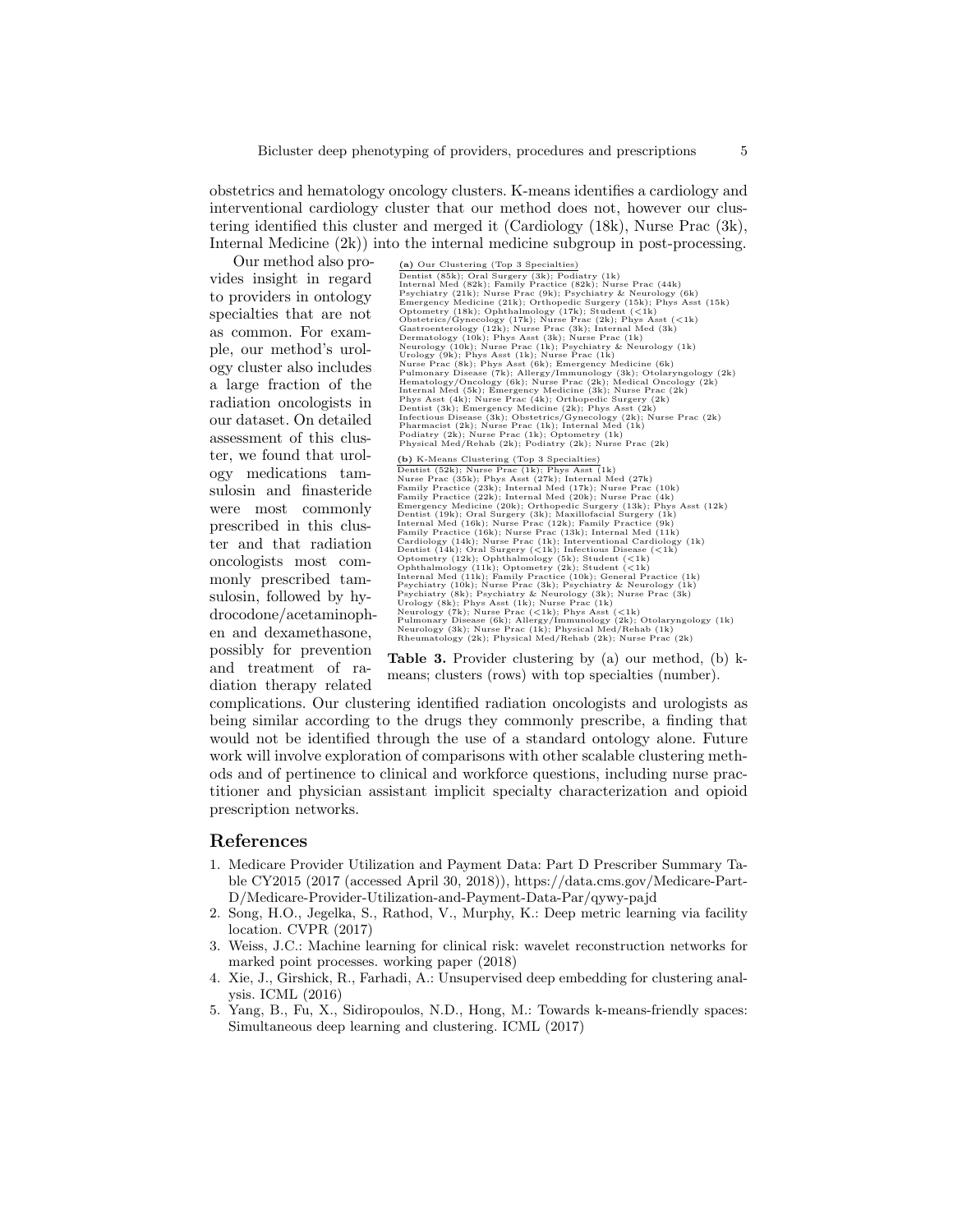obstetrics and hematology oncology clusters. K-means identifies a cardiology and interventional cardiology cluster that our method does not, however our clustering identified this cluster and merged it (Cardiology (18k), Nurse Prac (3k), Internal Medicine (2k)) into the internal medicine subgroup in post-processing.

Our method also provides insight in regard to providers in ontology specialties that are not as common. For example, our method's urology cluster also includes a large fraction of the radiation oncologists in our dataset. On detailed assessment of this cluster, we found that urology medications tamsulosin and finasteride were most commonly prescribed in this cluster and that radiation oncologists most commonly prescribed tamsulosin, followed by hydrocodone/acetaminophen and dexamethasone, possibly for prevention and treatment of radiation therapy related complications. Our clustering identified radiation oncologists and urologists as being similar according to the drugs they commonly prescribe, a finding that would not be identified through the use of a standard ontology alone. Future work will involve exploration of comparisons with other scalable clustering methods and of pertinence to clinical and workforce questions, including nurse practitioner and physician assistant implicit specialty characterization and opioid prescription networks.

| **(a)** Our Clustering (Top 3 Specialties) |
|---|
| Dentist (85k); Oral Surgery (3k); Podiatry (1k) |
| Internal Med (82k); Family Practice (82k); Nurse Prac (44k) |
| Psychiatry (21k); Nurse Prac (9k); Psychiatry & Neurology (6k) |
| Emergency Medicine (21k); Orthopedic Surgery (15k); Phys Asst (15k) |
| Optometry (18k); Ophthalmology (17k); Student (<1k) |
| Obstetrics/Gynecology (17k); Nurse Prac (2k); Phys Asst (<1k) |
| Gastroenterology (12k); Nurse Prac (3k); Internal Med (3k) |
| Dermatology (10k); Phys Asst (3k); Nurse Prac (1k) |
| Neurology (10k); Nurse Prac (1k); Psychiatry & Neurology (1k) |
| Urology (9k); Phys Asst (1k); Nurse Prac (1k) |
| Nurse Prac (8k); Phys Asst (6k); Emergency Medicine (6k) |
| Pulmonary Disease (7k); Allergy/Immunology (3k); Otolaryngology (2k) |
| Hematology/Oncology (6k); Nurse Prac (2k); Medical Oncology (2k) |
| Internal Med (5k); Emergency Medicine (3k); Nurse Prac (2k) |
| Phys Asst (4k); Nurse Prac (4k); Orthopedic Surgery (2k) |
| Dentist (3k); Emergency Medicine (2k); Phys Asst (2k) |
| Infectious Disease (3k); Obstetrics/Gynecology (2k); Nurse Prac (2k) |
| Pharmacist (2k); Nurse Prac (1k); Internal Med (1k) |
| Podiatry (2k); Nurse Prac (1k); Optometry (1k) |
| Physical Med/Rehab (2k); Podiatry (2k); Nurse Prac (2k) |

| **(b)** K-Means Clustering (Top 3 Specialties) |
|---|
| Dentist (52k); Nurse Prac (1k); Phys Asst (1k) |
| Nurse Prac (35k); Phys Asst (27k); Internal Med (27k) |
| Family Practice (23k); Internal Med (17k); Nurse Prac (10k) |
| Family Practice (22k); Internal Med (20k); Nurse Prac (4k) |
| Emergency Medicine (20k); Orthopedic Surgery (13k); Phys Asst (12k) |
| Dentist (19k); Oral Surgery (3k); Maxillofacial Surgery (1k) |
| Internal Med (16k); Nurse Prac (12k); Family Practice (9k) |
| Family Practice (16k); Nurse Prac (13k); Internal Med (11k) |
| Cardiology (14k); Nurse Prac (1k); Interventional Cardiology (1k) |
| Dentist (14k); Oral Surgery (<1k); Infectious Disease (<1k) |
| Optometry (12k); Ophthalmology (5k); Student (<1k) |
| Ophthalmology (11k); Optometry (2k); Student (<1k) |
| Internal Med (11k); Family Practice (10k); General Practice (1k) |
| Psychiatry (10k); Nurse Prac (3k); Psychiatry & Neurology (1k) |
| Psychiatry (8k); Psychiatry & Neurology (3k); Nurse Prac (3k) |
| Urology (8k); Phys Asst (1k); Nurse Prac (1k) |
| Neurology (7k); Nurse Prac (<1k); Phys Asst (<1k) |
| Pulmonary Disease (6k); Allergy/Immunology (2k); Otolaryngology (1k) |
| Neurology (3k); Nurse Prac (1k); Physical Med/Rehab (1k) |
| Rheumatology (2k); Physical Med/Rehab (2k); Nurse Prac (2k) |

**Table 3.** Provider clustering by (a) our method, (b) k-means; clusters (rows) with top specialties (number).

## References

1. Medicare Provider Utilization and Payment Data: Part D Prescriber Summary Table CY2015 (2017 (accessed April 30, 2018)), https://data.cms.gov/Medicare-Part-D/Medicare-Provider-Utilization-and-Payment-Data-Par/qywy-pajd
2. Song, H.O., Jegelka, S., Rathod, V., Murphy, K.: Deep metric learning via facility location. CVPR (2017)
3. Weiss, J.C.: Machine learning for clinical risk: wavelet reconstruction networks for marked point processes. working paper (2018)
4. Xie, J., Girshick, R., Farhadi, A.: Unsupervised deep embedding for clustering analysis. ICML (2016)
5. Yang, B., Fu, X., Sidiropoulos, N.D., Hong, M.: Towards k-means-friendly spaces: Simultaneous deep learning and clustering. ICML (2017)